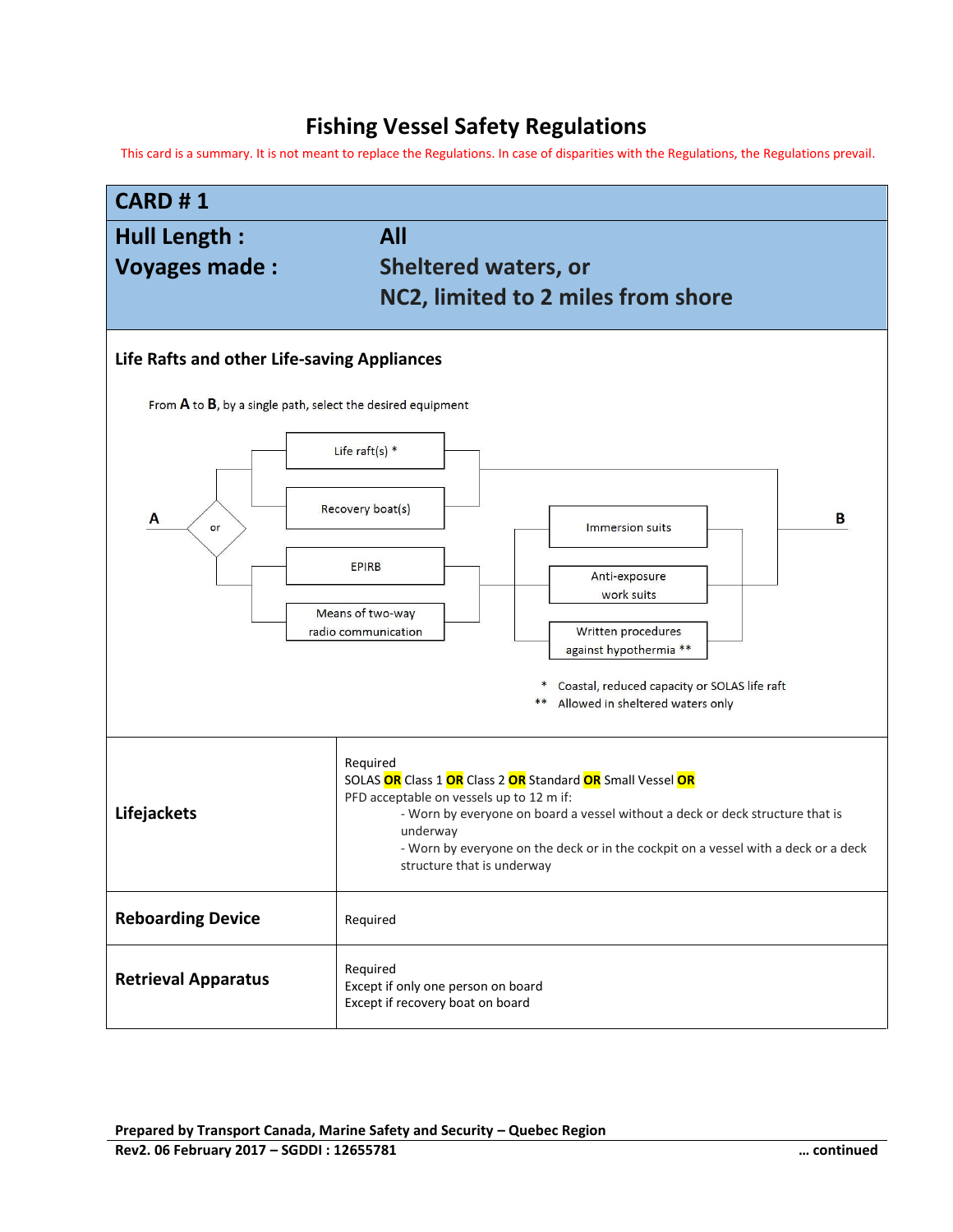# Fishing Vessel Safety Regulations

This card is a summary. It is not meant to replace the Regulations. In case of disparities with the Regulations, the Regulations prevail.

## CARD # 1

**Hull Length :** **All**

**Voyages made :** **Sheltered waters, or NC2, limited to 2 miles from shore**

### Life Rafts and other Life-saving Appliances

From **A** to **B**, by a single path, select the desired equipment

A — or

- Life raft(s) *
- Recovery boat(s)

or

- EPIRB
- Means of two-way radio communication

then

- Immersion suits
- Anti-exposure work suits
- Written procedures against hypothermia **

— B

\* Coastal, reduced capacity or SOLAS life raft

\** Allowed in sheltered waters only

| | |
|---|---|
| **Lifejackets** | Required<br>SOLAS **OR** Class 1 **OR** Class 2 **OR** Standard **OR** Small Vessel **OR**<br>PFD acceptable on vessels up to 12 m if:<br>- Worn by everyone on board a vessel without a deck or deck structure that is underway<br>- Worn by everyone on the deck or in the cockpit on a vessel with a deck or a deck structure that is underway |
| **Reboarding Device** | Required |
| **Retrieval Apparatus** | Required<br>Except if only one person on board<br>Except if recovery boat on board |

**Prepared by Transport Canada, Marine Safety and Security – Quebec Region**

**Rev2. 06 February 2017 – SGDDI : 12655781** **… continued**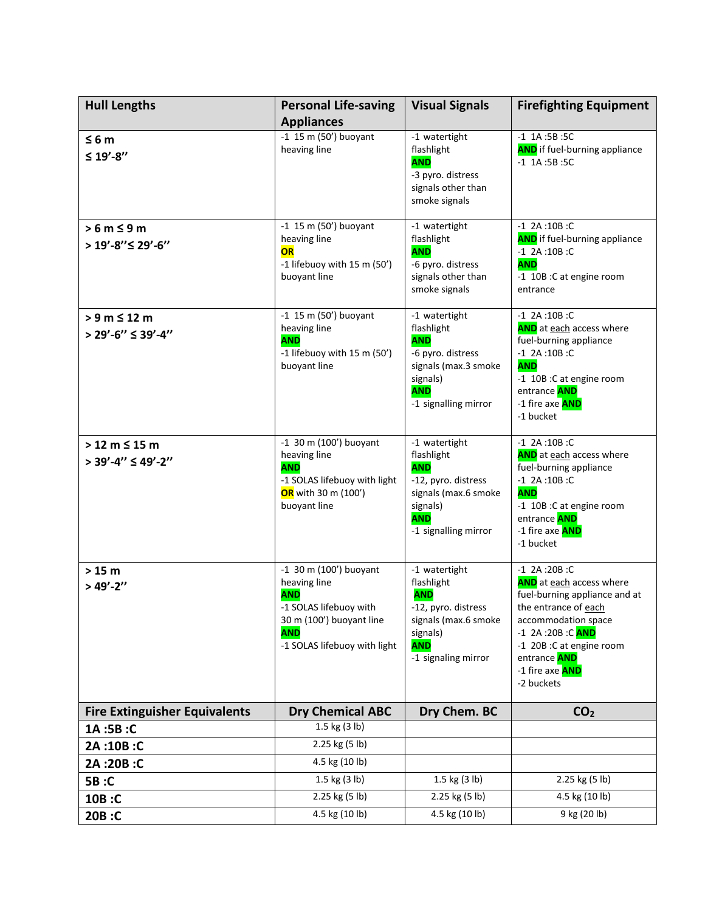| Hull Lengths | Personal Life-saving Appliances | Visual Signals | Firefighting Equipment |
|---|---|---|---|
| **≤ 6 m**<br>**≤ 19'-8''** | -1 15 m (50') buoyant heaving line | -1 watertight flashlight<br>**AND**<br>-3 pyro. distress signals other than smoke signals | -1 1A :5B :5C<br>**AND** if fuel-burning appliance<br>-1 1A :5B :5C |
| **> 6 m ≤ 9 m**<br>**> 19'-8''≤ 29'-6''** | -1 15 m (50') buoyant heaving line<br>**OR**<br>-1 lifebuoy with 15 m (50') buoyant line | -1 watertight flashlight<br>**AND**<br>-6 pyro. distress signals other than smoke signals | -1 2A :10B :C<br>**AND** if fuel-burning appliance<br>-1 2A :10B :C<br>**AND**<br>-1 10B :C at engine room entrance |
| **> 9 m ≤ 12 m**<br>**> 29'-6'' ≤ 39'-4''** | -1 15 m (50') buoyant heaving line<br>**AND**<br>-1 lifebuoy with 15 m (50') buoyant line | -1 watertight flashlight<br>**AND**<br>-6 pyro. distress signals (max.3 smoke signals)<br>**AND**<br>-1 signalling mirror | -1 2A :10B :C<br>**AND** at each access where fuel-burning appliance<br>-1 2A :10B :C<br>**AND**<br>-1 10B :C at engine room entrance **AND**<br>-1 fire axe **AND**<br>-1 bucket |
| **> 12 m ≤ 15 m**<br>**> 39'-4'' ≤ 49'-2''** | -1 30 m (100') buoyant heaving line<br>**AND**<br>-1 SOLAS lifebuoy with light **OR** with 30 m (100') buoyant line | -1 watertight flashlight<br>**AND**<br>-12, pyro. distress signals (max.6 smoke signals)<br>**AND**<br>-1 signalling mirror | -1 2A :10B :C<br>**AND** at each access where fuel-burning appliance<br>-1 2A :10B :C<br>**AND**<br>-1 10B :C at engine room entrance **AND**<br>-1 fire axe **AND**<br>-1 bucket |
| **> 15 m**<br>**> 49'-2''** | -1 30 m (100') buoyant heaving line<br>**AND**<br>-1 SOLAS lifebuoy with 30 m (100') buoyant line<br>**AND**<br>-1 SOLAS lifebuoy with light | -1 watertight flashlight<br>**AND**<br>-12, pyro. distress signals (max.6 smoke signals)<br>**AND**<br>-1 signaling mirror | -1 2A :20B :C<br>**AND** at each access where fuel-burning appliance and at the entrance of each accommodation space<br>-1 2A :20B :C **AND**<br>-1 20B :C at engine room entrance **AND**<br>-1 fire axe **AND**<br>-2 buckets |

| Fire Extinguisher Equivalents | Dry Chemical ABC | Dry Chem. BC | $CO_2$ |
|---|---|---|---|
| **1A :5B :C** | 1.5 kg (3 lb) | | |
| **2A :10B :C** | 2.25 kg (5 lb) | | |
| **2A :20B :C** | 4.5 kg (10 lb) | | |
| **5B :C** | 1.5 kg (3 lb) | 1.5 kg (3 lb) | 2.25 kg (5 lb) |
| **10B :C** | 2.25 kg (5 lb) | 2.25 kg (5 lb) | 4.5 kg (10 lb) |
| **20B :C** | 4.5 kg (10 lb) | 4.5 kg (10 lb) | 9 kg (20 lb) |